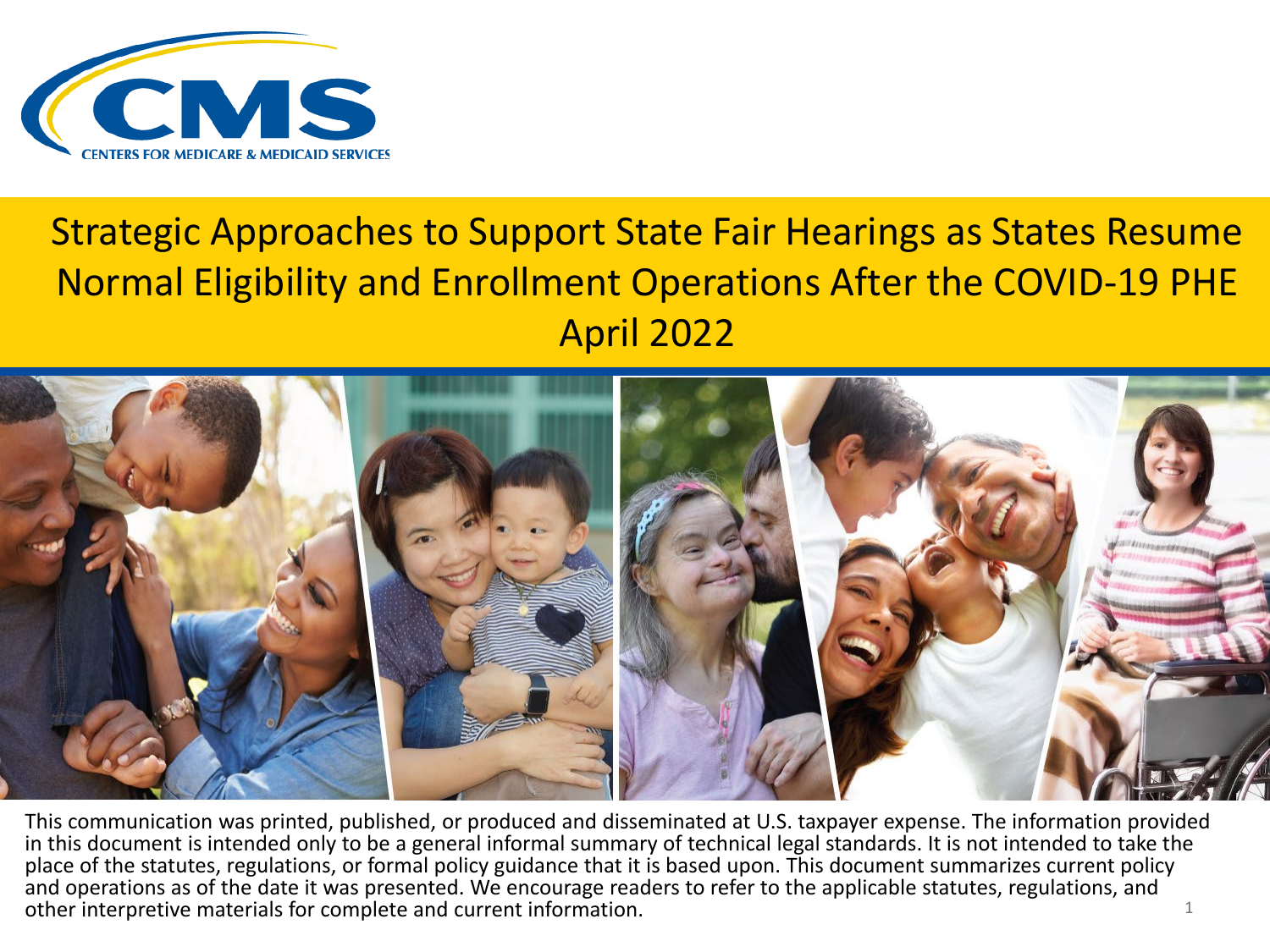CENTERS FOR MEDICARE & MEDICAID SERVICES

# Strategic Approaches to Support State Fair Hearings as States Resume Normal Eligibility and Enrollment Operations After the COVID-19 PHE

April 2022

This communication was printed, published, or produced and disseminated at U.S. taxpayer expense. The information provided in this document is intended only to be a general informal summary of technical legal standards. It is not intended to take the place of the statutes, regulations, or formal policy guidance that it is based upon. This document summarizes current policy and operations as of the date it was presented. We encourage readers to refer to the applicable statutes, regulations, and other interpretive materials for complete and current information.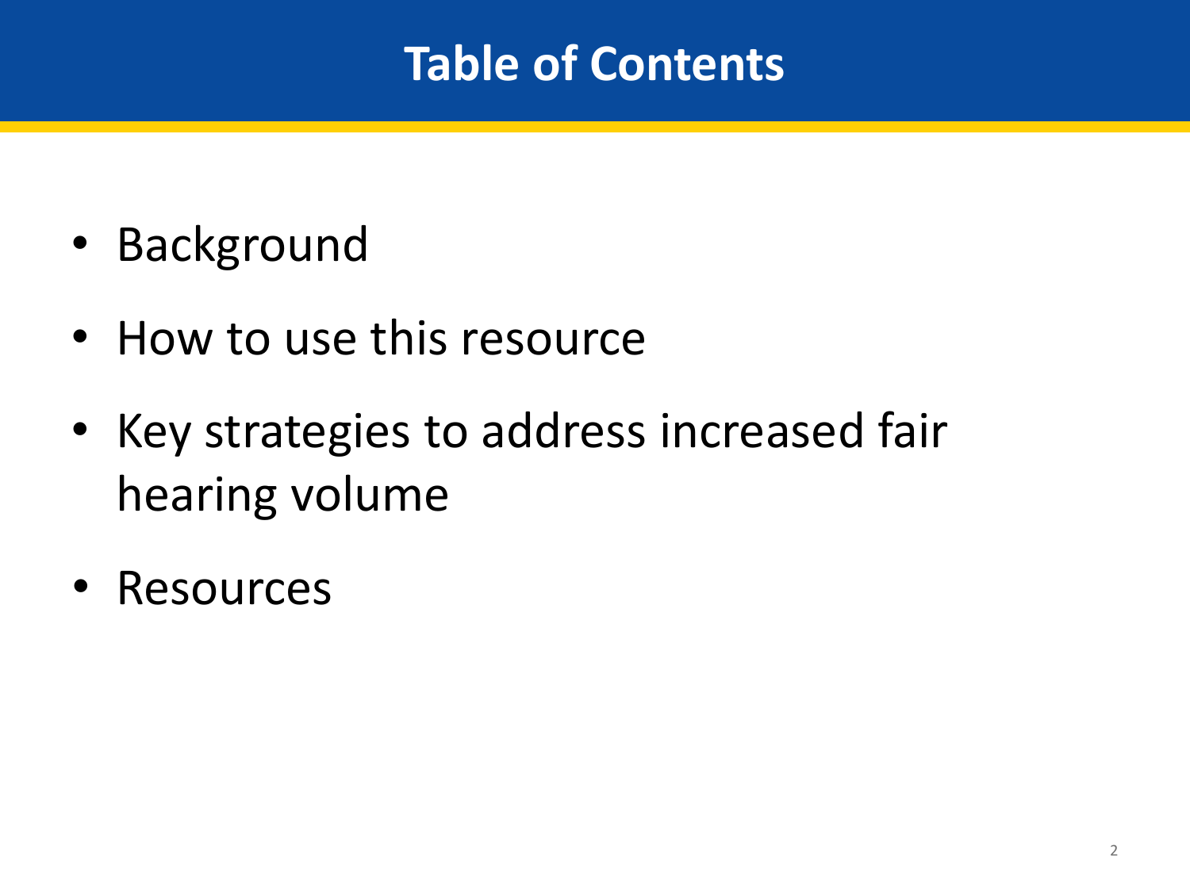# Table of Contents

- Background
- How to use this resource
- Key strategies to address increased fair hearing volume
- Resources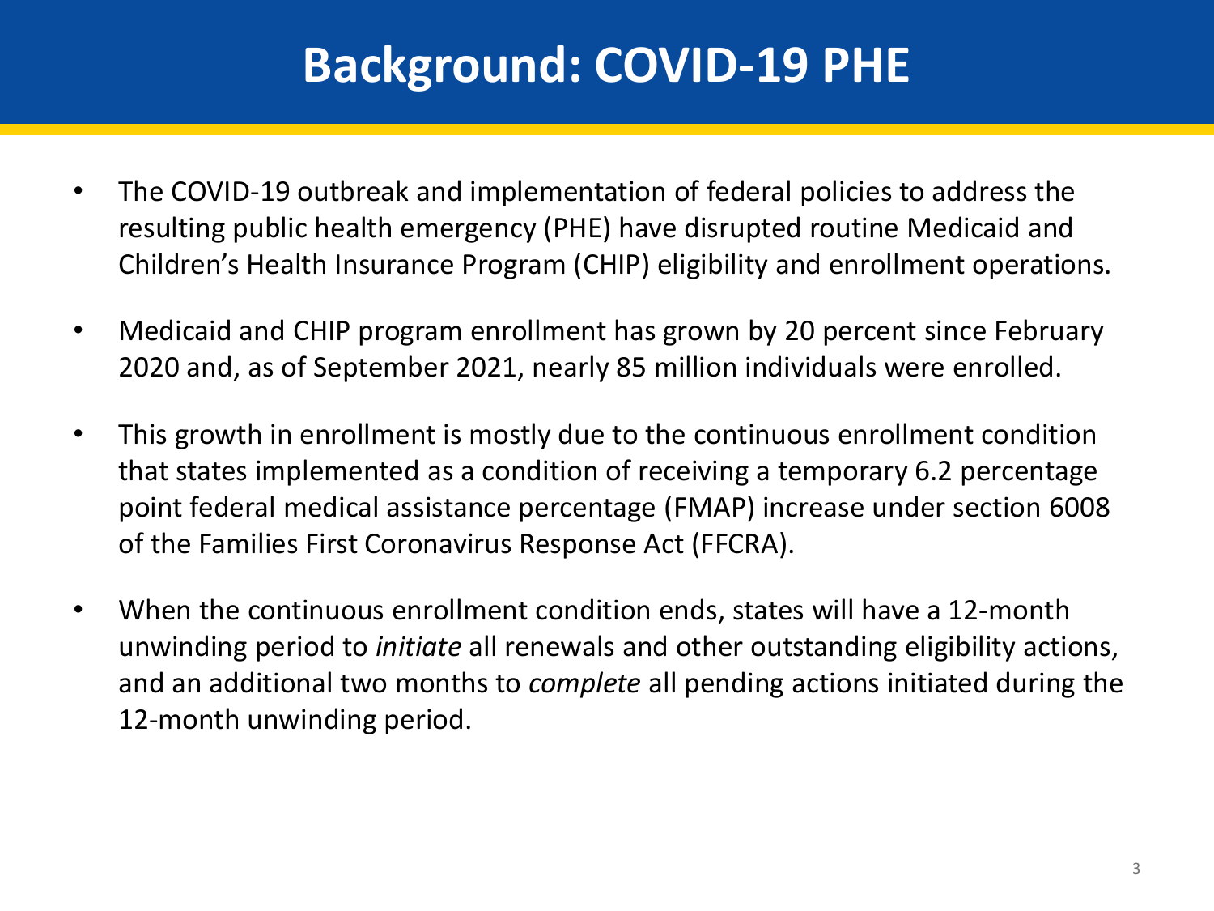# Background: COVID-19 PHE

- The COVID-19 outbreak and implementation of federal policies to address the resulting public health emergency (PHE) have disrupted routine Medicaid and Children's Health Insurance Program (CHIP) eligibility and enrollment operations.
- Medicaid and CHIP program enrollment has grown by 20 percent since February 2020 and, as of September 2021, nearly 85 million individuals were enrolled.
- This growth in enrollment is mostly due to the continuous enrollment condition that states implemented as a condition of receiving a temporary 6.2 percentage point federal medical assistance percentage (FMAP) increase under section 6008 of the Families First Coronavirus Response Act (FFCRA).
- When the continuous enrollment condition ends, states will have a 12-month unwinding period to *initiate* all renewals and other outstanding eligibility actions, and an additional two months to *complete* all pending actions initiated during the 12-month unwinding period.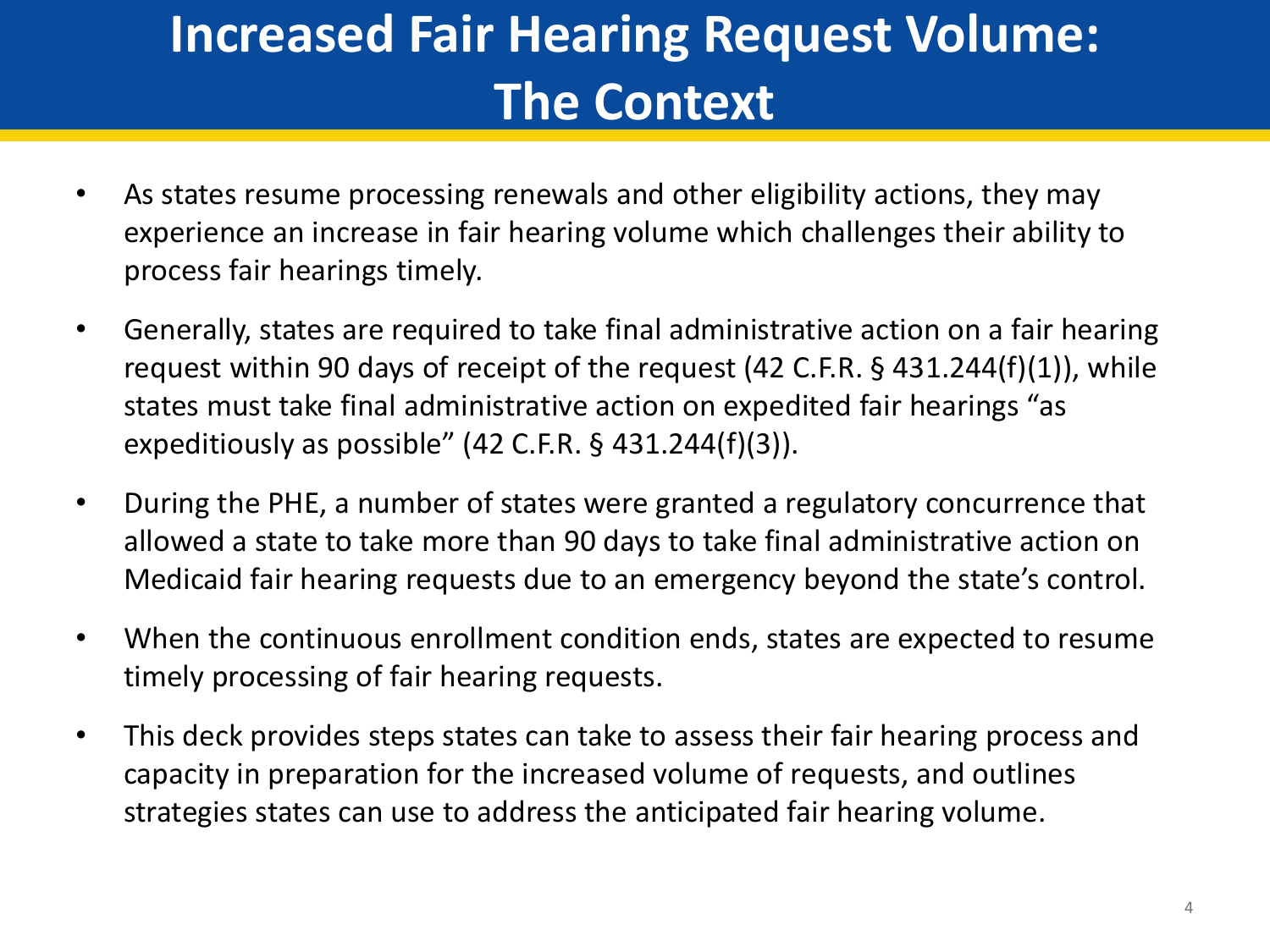# Increased Fair Hearing Request Volume: The Context

- As states resume processing renewals and other eligibility actions, they may experience an increase in fair hearing volume which challenges their ability to process fair hearings timely.
- Generally, states are required to take final administrative action on a fair hearing request within 90 days of receipt of the request (42 C.F.R. § 431.244(f)(1)), while states must take final administrative action on expedited fair hearings "as expeditiously as possible" (42 C.F.R. § 431.244(f)(3)).
- During the PHE, a number of states were granted a regulatory concurrence that allowed a state to take more than 90 days to take final administrative action on Medicaid fair hearing requests due to an emergency beyond the state's control.
- When the continuous enrollment condition ends, states are expected to resume timely processing of fair hearing requests.
- This deck provides steps states can take to assess their fair hearing process and capacity in preparation for the increased volume of requests, and outlines strategies states can use to address the anticipated fair hearing volume.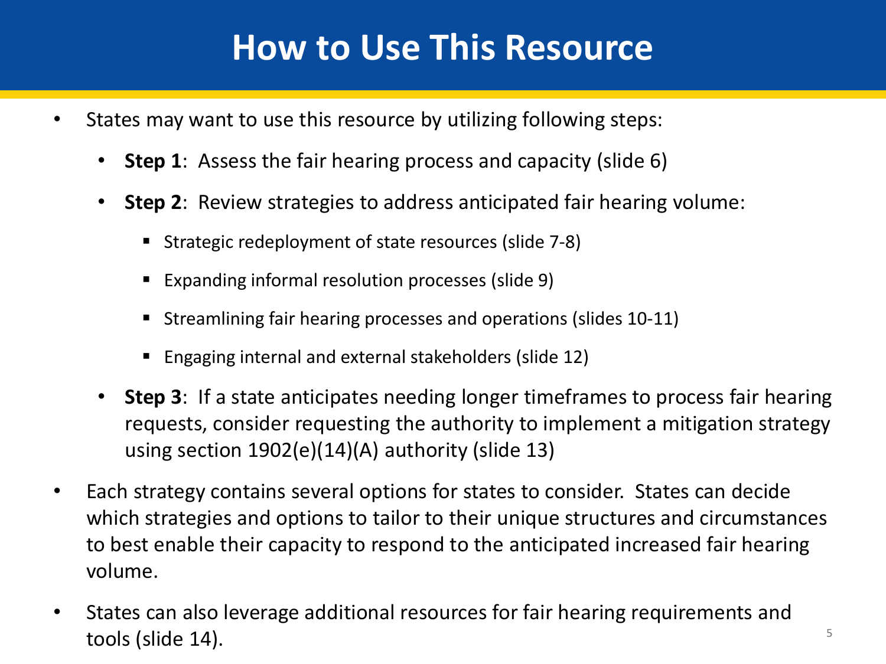# How to Use This Resource

- States may want to use this resource by utilizing following steps:
  - **Step 1**: Assess the fair hearing process and capacity (slide 6)
  - **Step 2**: Review strategies to address anticipated fair hearing volume:
    - Strategic redeployment of state resources (slide 7-8)
    - Expanding informal resolution processes (slide 9)
    - Streamlining fair hearing processes and operations (slides 10-11)
    - Engaging internal and external stakeholders (slide 12)
  - **Step 3**: If a state anticipates needing longer timeframes to process fair hearing requests, consider requesting the authority to implement a mitigation strategy using section 1902(e)(14)(A) authority (slide 13)
- Each strategy contains several options for states to consider. States can decide which strategies and options to tailor to their unique structures and circumstances to best enable their capacity to respond to the anticipated increased fair hearing volume.
- States can also leverage additional resources for fair hearing requirements and tools (slide 14).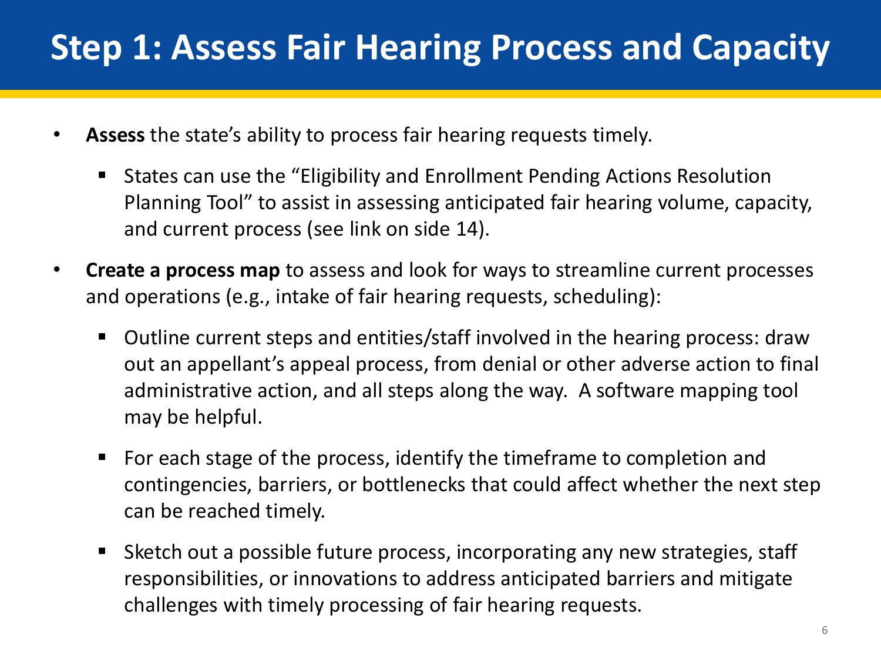# Step 1: Assess Fair Hearing Process and Capacity

- **Assess** the state's ability to process fair hearing requests timely.
  - States can use the "Eligibility and Enrollment Pending Actions Resolution Planning Tool" to assist in assessing anticipated fair hearing volume, capacity, and current process (see link on side 14).
- **Create a process map** to assess and look for ways to streamline current processes and operations (e.g., intake of fair hearing requests, scheduling):
  - Outline current steps and entities/staff involved in the hearing process: draw out an appellant's appeal process, from denial or other adverse action to final administrative action, and all steps along the way. A software mapping tool may be helpful.
  - For each stage of the process, identify the timeframe to completion and contingencies, barriers, or bottlenecks that could affect whether the next step can be reached timely.
  - Sketch out a possible future process, incorporating any new strategies, staff responsibilities, or innovations to address anticipated barriers and mitigate challenges with timely processing of fair hearing requests.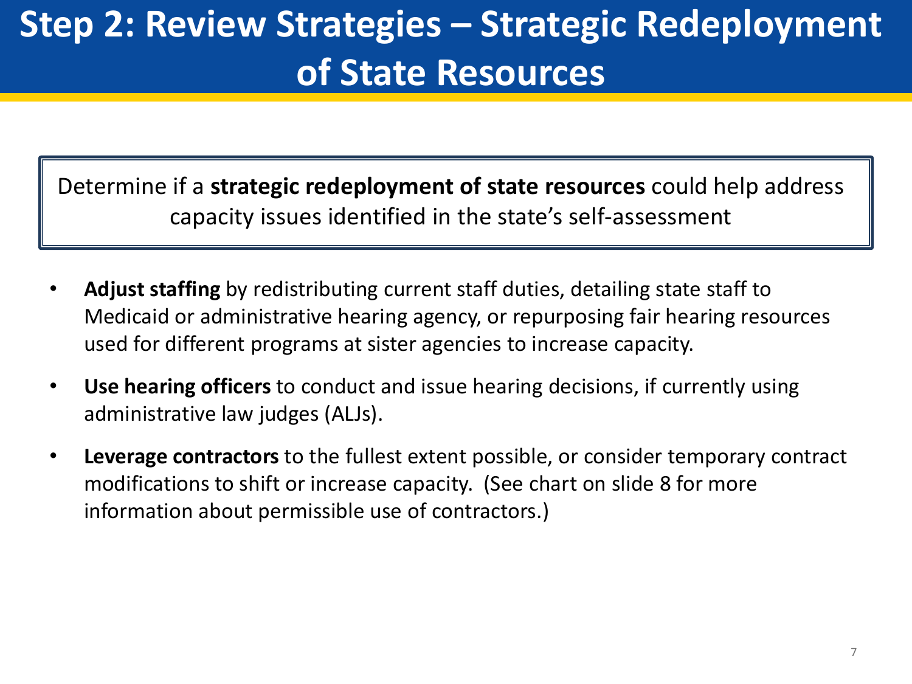# Step 2: Review Strategies – Strategic Redeployment of State Resources

Determine if a **strategic redeployment of state resources** could help address capacity issues identified in the state's self-assessment

- **Adjust staffing** by redistributing current staff duties, detailing state staff to Medicaid or administrative hearing agency, or repurposing fair hearing resources used for different programs at sister agencies to increase capacity.
- **Use hearing officers** to conduct and issue hearing decisions, if currently using administrative law judges (ALJs).
- **Leverage contractors** to the fullest extent possible, or consider temporary contract modifications to shift or increase capacity. (See chart on slide 8 for more information about permissible use of contractors.)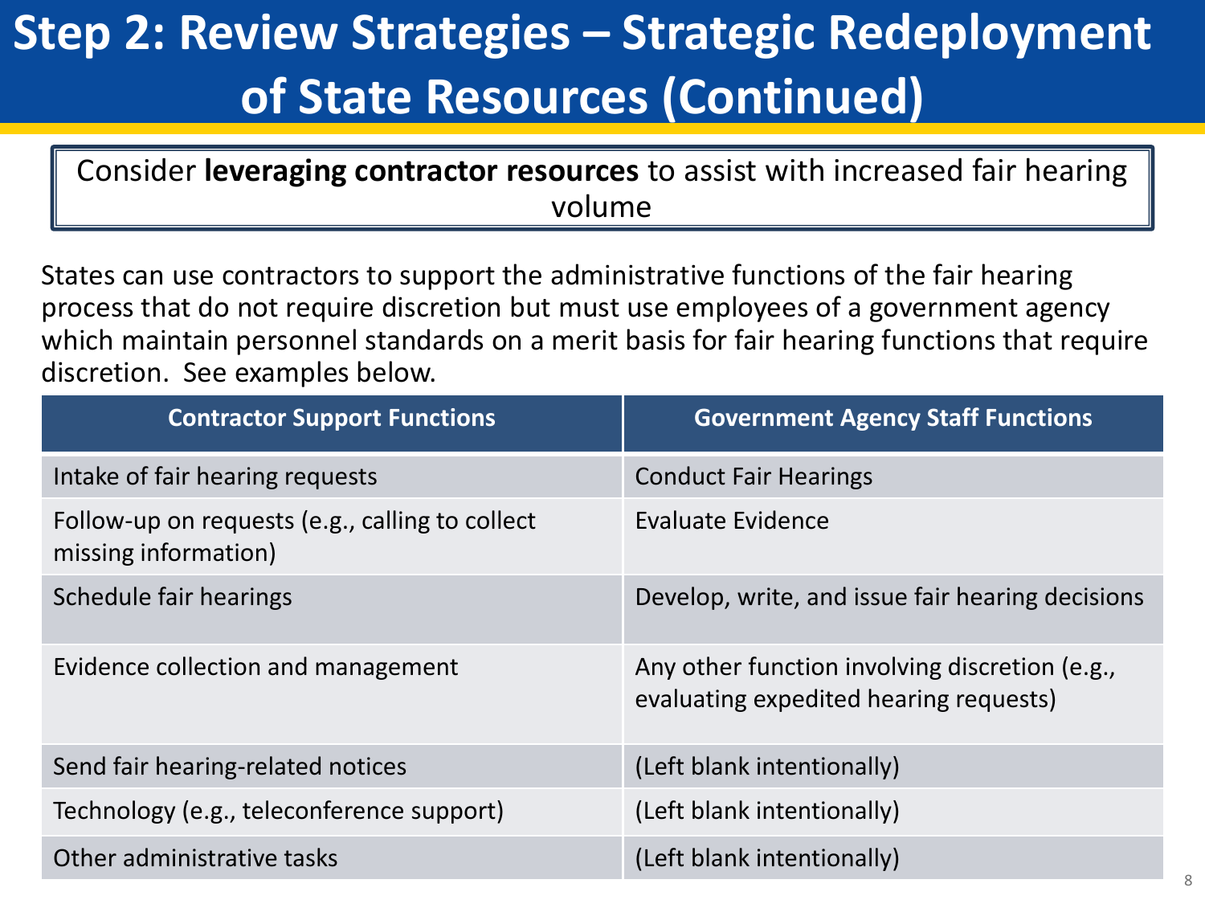# Step 2: Review Strategies – Strategic Redeployment of State Resources (Continued)

Consider **leveraging contractor resources** to assist with increased fair hearing volume

States can use contractors to support the administrative functions of the fair hearing process that do not require discretion but must use employees of a government agency which maintain personnel standards on a merit basis for fair hearing functions that require discretion. See examples below.

| Contractor Support Functions | Government Agency Staff Functions |
| --- | --- |
| Intake of fair hearing requests | Conduct Fair Hearings |
| Follow-up on requests (e.g., calling to collect missing information) | Evaluate Evidence |
| Schedule fair hearings | Develop, write, and issue fair hearing decisions |
| Evidence collection and management | Any other function involving discretion (e.g., evaluating expedited hearing requests) |
| Send fair hearing-related notices | (Left blank intentionally) |
| Technology (e.g., teleconference support) | (Left blank intentionally) |
| Other administrative tasks | (Left blank intentionally) |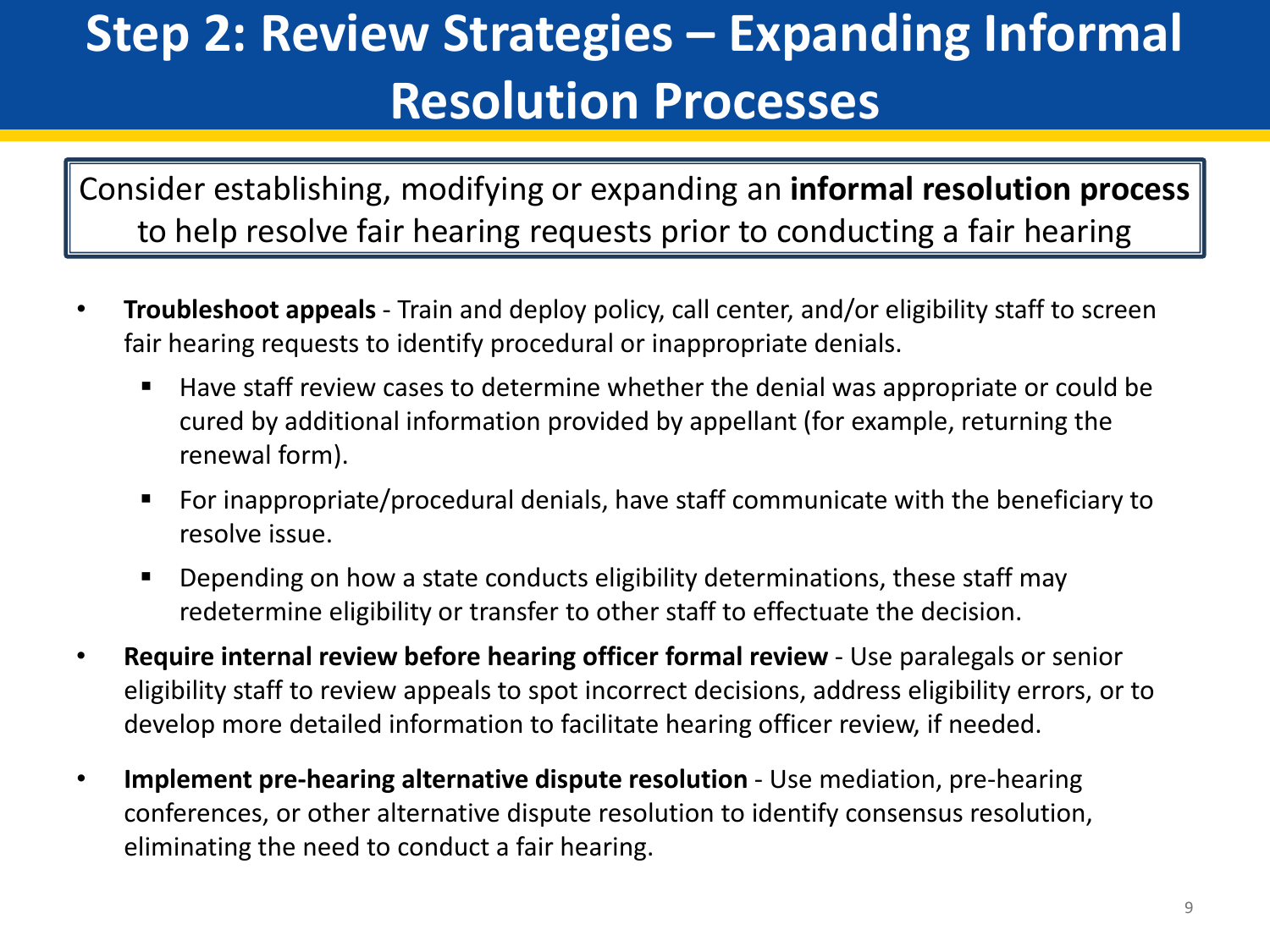# Step 2: Review Strategies – Expanding Informal Resolution Processes

Consider establishing, modifying or expanding an **informal resolution process** to help resolve fair hearing requests prior to conducting a fair hearing

- **Troubleshoot appeals** - Train and deploy policy, call center, and/or eligibility staff to screen fair hearing requests to identify procedural or inappropriate denials.
  - Have staff review cases to determine whether the denial was appropriate or could be cured by additional information provided by appellant (for example, returning the renewal form).
  - For inappropriate/procedural denials, have staff communicate with the beneficiary to resolve issue.
  - Depending on how a state conducts eligibility determinations, these staff may redetermine eligibility or transfer to other staff to effectuate the decision.
- **Require internal review before hearing officer formal review** - Use paralegals or senior eligibility staff to review appeals to spot incorrect decisions, address eligibility errors, or to develop more detailed information to facilitate hearing officer review, if needed.
- **Implement pre-hearing alternative dispute resolution** - Use mediation, pre-hearing conferences, or other alternative dispute resolution to identify consensus resolution, eliminating the need to conduct a fair hearing.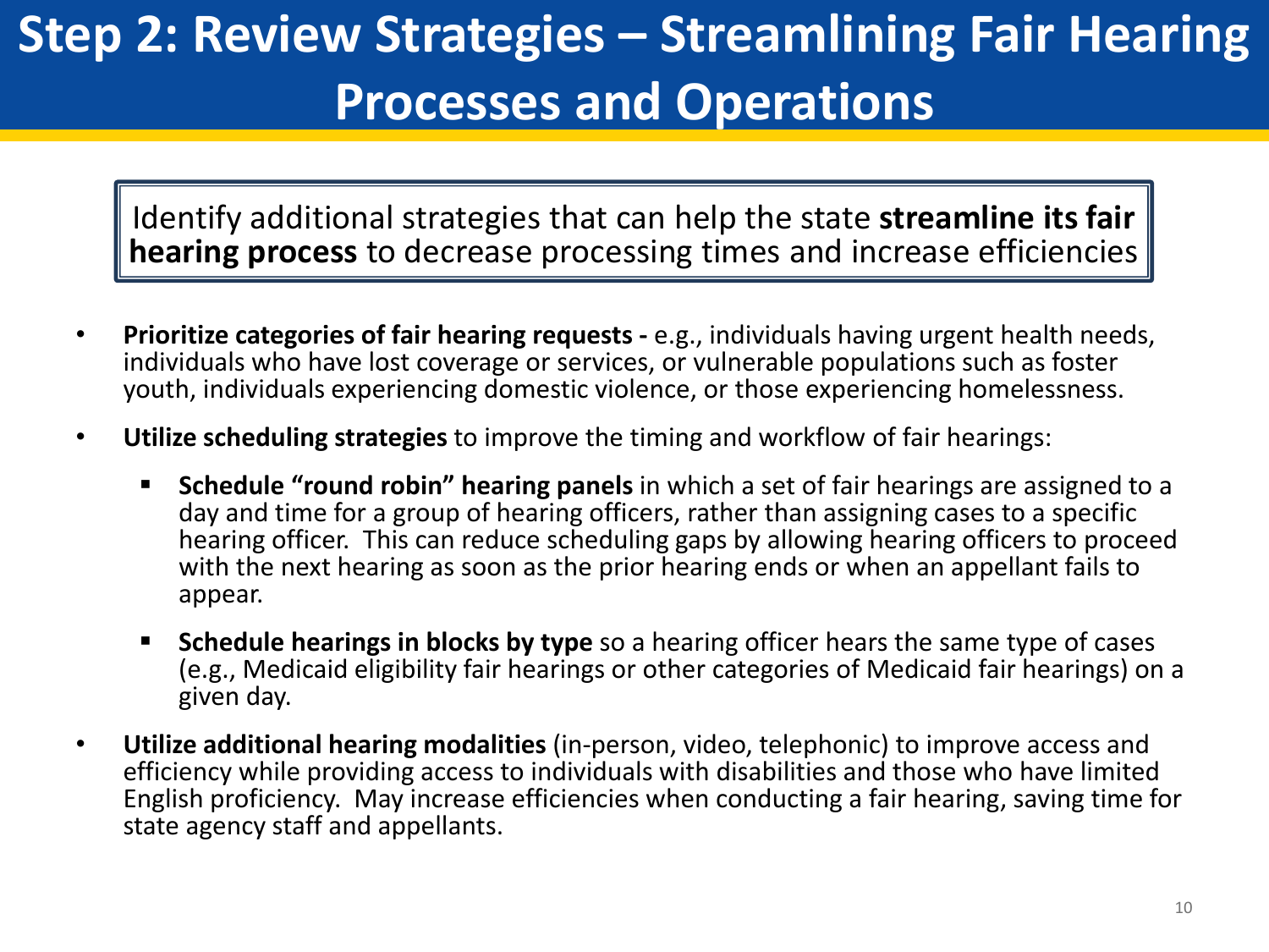# Step 2: Review Strategies – Streamlining Fair Hearing Processes and Operations

Identify additional strategies that can help the state **streamline its fair hearing process** to decrease processing times and increase efficiencies

- **Prioritize categories of fair hearing requests -** e.g., individuals having urgent health needs, individuals who have lost coverage or services, or vulnerable populations such as foster youth, individuals experiencing domestic violence, or those experiencing homelessness.
- **Utilize scheduling strategies** to improve the timing and workflow of fair hearings:
  - **Schedule "round robin" hearing panels** in which a set of fair hearings are assigned to a day and time for a group of hearing officers, rather than assigning cases to a specific hearing officer. This can reduce scheduling gaps by allowing hearing officers to proceed with the next hearing as soon as the prior hearing ends or when an appellant fails to appear.
  - **Schedule hearings in blocks by type** so a hearing officer hears the same type of cases (e.g., Medicaid eligibility fair hearings or other categories of Medicaid fair hearings) on a given day.
- **Utilize additional hearing modalities** (in-person, video, telephonic) to improve access and efficiency while providing access to individuals with disabilities and those who have limited English proficiency. May increase efficiencies when conducting a fair hearing, saving time for state agency staff and appellants.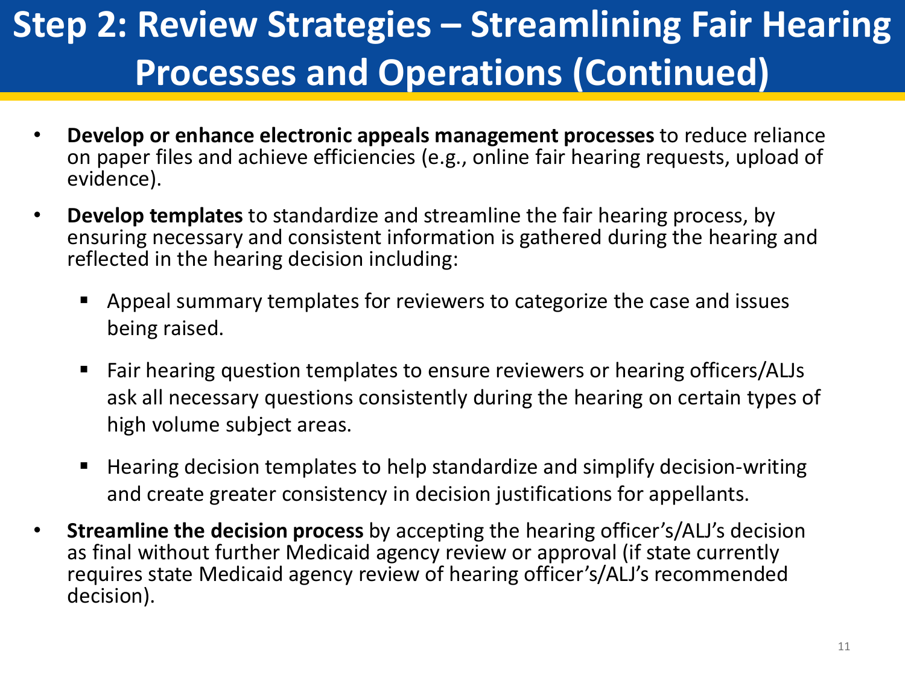# Step 2: Review Strategies – Streamlining Fair Hearing Processes and Operations (Continued)

- **Develop or enhance electronic appeals management processes** to reduce reliance on paper files and achieve efficiencies (e.g., online fair hearing requests, upload of evidence).
- **Develop templates** to standardize and streamline the fair hearing process, by ensuring necessary and consistent information is gathered during the hearing and reflected in the hearing decision including:
  - Appeal summary templates for reviewers to categorize the case and issues being raised.
  - Fair hearing question templates to ensure reviewers or hearing officers/ALJs ask all necessary questions consistently during the hearing on certain types of high volume subject areas.
  - Hearing decision templates to help standardize and simplify decision-writing and create greater consistency in decision justifications for appellants.
- **Streamline the decision process** by accepting the hearing officer's/ALJ's decision as final without further Medicaid agency review or approval (if state currently requires state Medicaid agency review of hearing officer's/ALJ's recommended decision).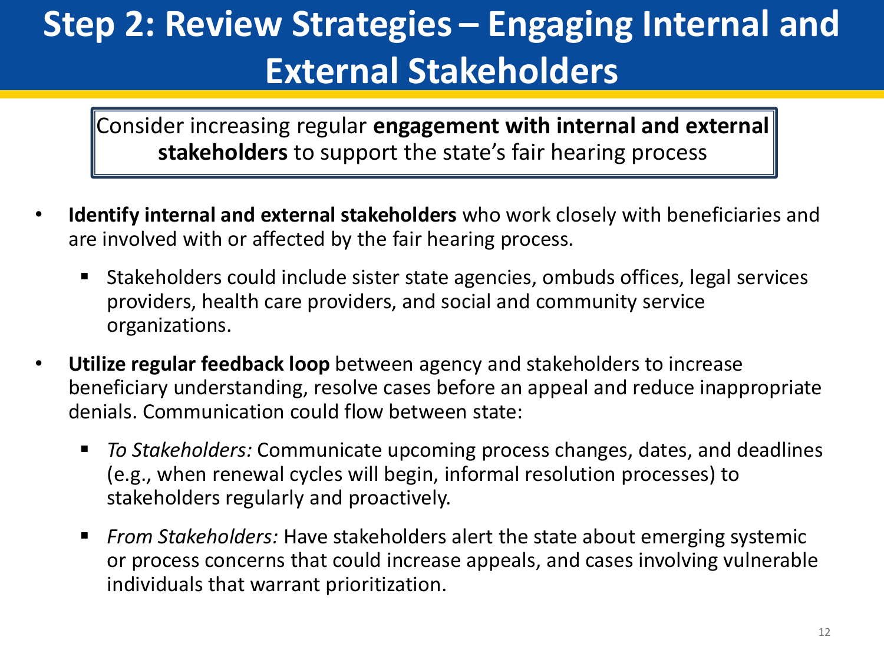# Step 2: Review Strategies – Engaging Internal and External Stakeholders

Consider increasing regular **engagement with internal and external stakeholders** to support the state's fair hearing process

- **Identify internal and external stakeholders** who work closely with beneficiaries and are involved with or affected by the fair hearing process.
  - Stakeholders could include sister state agencies, ombuds offices, legal services providers, health care providers, and social and community service organizations.
- **Utilize regular feedback loop** between agency and stakeholders to increase beneficiary understanding, resolve cases before an appeal and reduce inappropriate denials. Communication could flow between state:
  - *To Stakeholders:* Communicate upcoming process changes, dates, and deadlines (e.g., when renewal cycles will begin, informal resolution processes) to stakeholders regularly and proactively.
  - *From Stakeholders:* Have stakeholders alert the state about emerging systemic or process concerns that could increase appeals, and cases involving vulnerable individuals that warrant prioritization.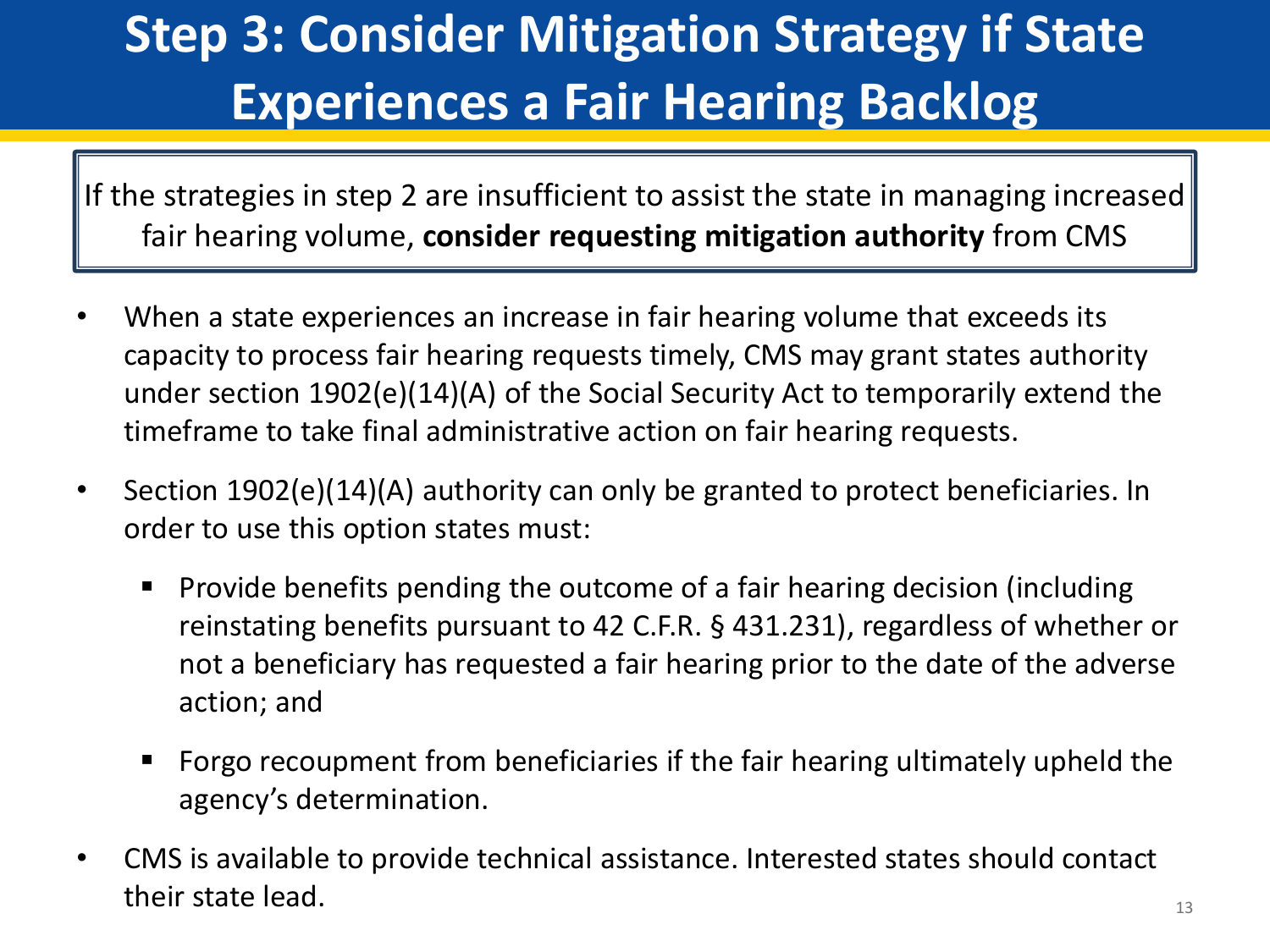# Step 3: Consider Mitigation Strategy if State Experiences a Fair Hearing Backlog

If the strategies in step 2 are insufficient to assist the state in managing increased fair hearing volume, **consider requesting mitigation authority** from CMS

- When a state experiences an increase in fair hearing volume that exceeds its capacity to process fair hearing requests timely, CMS may grant states authority under section 1902(e)(14)(A) of the Social Security Act to temporarily extend the timeframe to take final administrative action on fair hearing requests.
- Section 1902(e)(14)(A) authority can only be granted to protect beneficiaries. In order to use this option states must:
  - Provide benefits pending the outcome of a fair hearing decision (including reinstating benefits pursuant to 42 C.F.R. § 431.231), regardless of whether or not a beneficiary has requested a fair hearing prior to the date of the adverse action; and
  - Forgo recoupment from beneficiaries if the fair hearing ultimately upheld the agency's determination.
- CMS is available to provide technical assistance. Interested states should contact their state lead.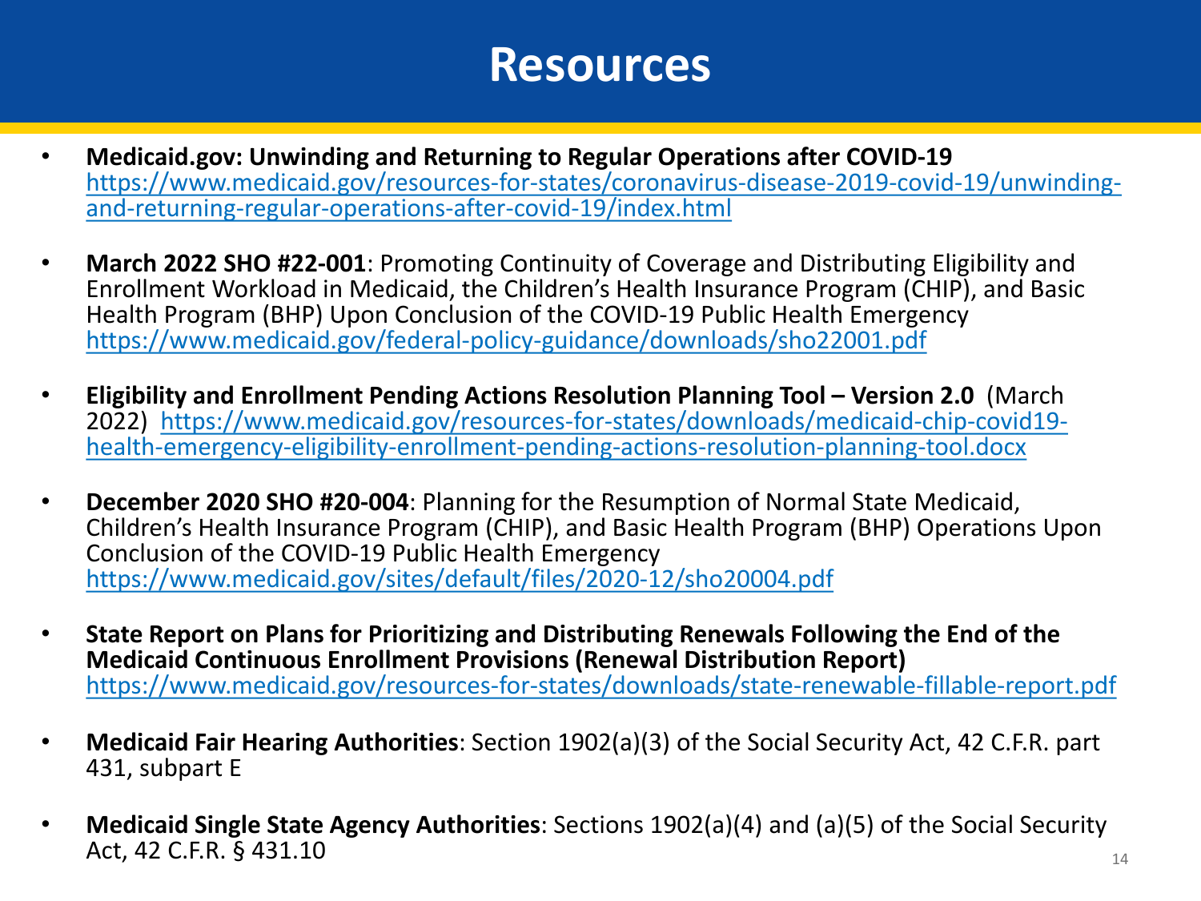# Resources

- **Medicaid.gov: Unwinding and Returning to Regular Operations after COVID-19**
  https://www.medicaid.gov/resources-for-states/coronavirus-disease-2019-covid-19/unwinding-and-returning-regular-operations-after-covid-19/index.html

- **March 2022 SHO #22-001**: Promoting Continuity of Coverage and Distributing Eligibility and Enrollment Workload in Medicaid, the Children's Health Insurance Program (CHIP), and Basic Health Program (BHP) Upon Conclusion of the COVID-19 Public Health Emergency
  https://www.medicaid.gov/federal-policy-guidance/downloads/sho22001.pdf

- **Eligibility and Enrollment Pending Actions Resolution Planning Tool – Version 2.0** (March 2022) https://www.medicaid.gov/resources-for-states/downloads/medicaid-chip-covid19-health-emergency-eligibility-enrollment-pending-actions-resolution-planning-tool.docx

- **December 2020 SHO #20-004**: Planning for the Resumption of Normal State Medicaid, Children's Health Insurance Program (CHIP), and Basic Health Program (BHP) Operations Upon Conclusion of the COVID-19 Public Health Emergency
  https://www.medicaid.gov/sites/default/files/2020-12/sho20004.pdf

- **State Report on Plans for Prioritizing and Distributing Renewals Following the End of the Medicaid Continuous Enrollment Provisions (Renewal Distribution Report)**
  https://www.medicaid.gov/resources-for-states/downloads/state-renewable-fillable-report.pdf

- **Medicaid Fair Hearing Authorities**: Section 1902(a)(3) of the Social Security Act, 42 C.F.R. part 431, subpart E

- **Medicaid Single State Agency Authorities**: Sections 1902(a)(4) and (a)(5) of the Social Security Act, 42 C.F.R. § 431.10